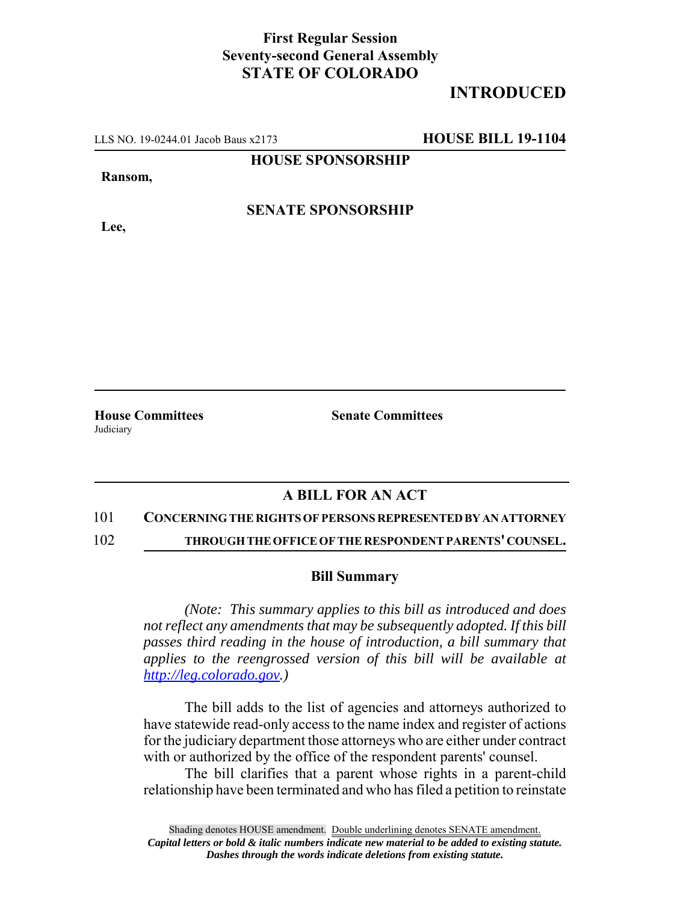**First Regular Session**
**Seventy-second General Assembly**
**STATE OF COLORADO**

# INTRODUCED

LLS NO. 19-0244.01 Jacob Baus x2173 **HOUSE BILL 19-1104**

**HOUSE SPONSORSHIP**

**Ransom,**

**SENATE SPONSORSHIP**

**Lee,**

**House Committees**
Judiciary

**Senate Committees**

## A BILL FOR AN ACT

101 **CONCERNING THE RIGHTS OF PERSONS REPRESENTED BY AN ATTORNEY**
102 **THROUGH THE OFFICE OF THE RESPONDENT PARENTS' COUNSEL.**

### Bill Summary

*(Note: This summary applies to this bill as introduced and does not reflect any amendments that may be subsequently adopted. If this bill passes third reading in the house of introduction, a bill summary that applies to the reengrossed version of this bill will be available at http://leg.colorado.gov.)*

The bill adds to the list of agencies and attorneys authorized to have statewide read-only access to the name index and register of actions for the judiciary department those attorneys who are either under contract with or authorized by the office of the respondent parents' counsel.

The bill clarifies that a parent whose rights in a parent-child relationship have been terminated and who has filed a petition to reinstate

Shading denotes HOUSE amendment. Double underlining denotes SENATE amendment.
***Capital letters or bold & italic numbers indicate new material to be added to existing statute.***
***Dashes through the words indicate deletions from existing statute.***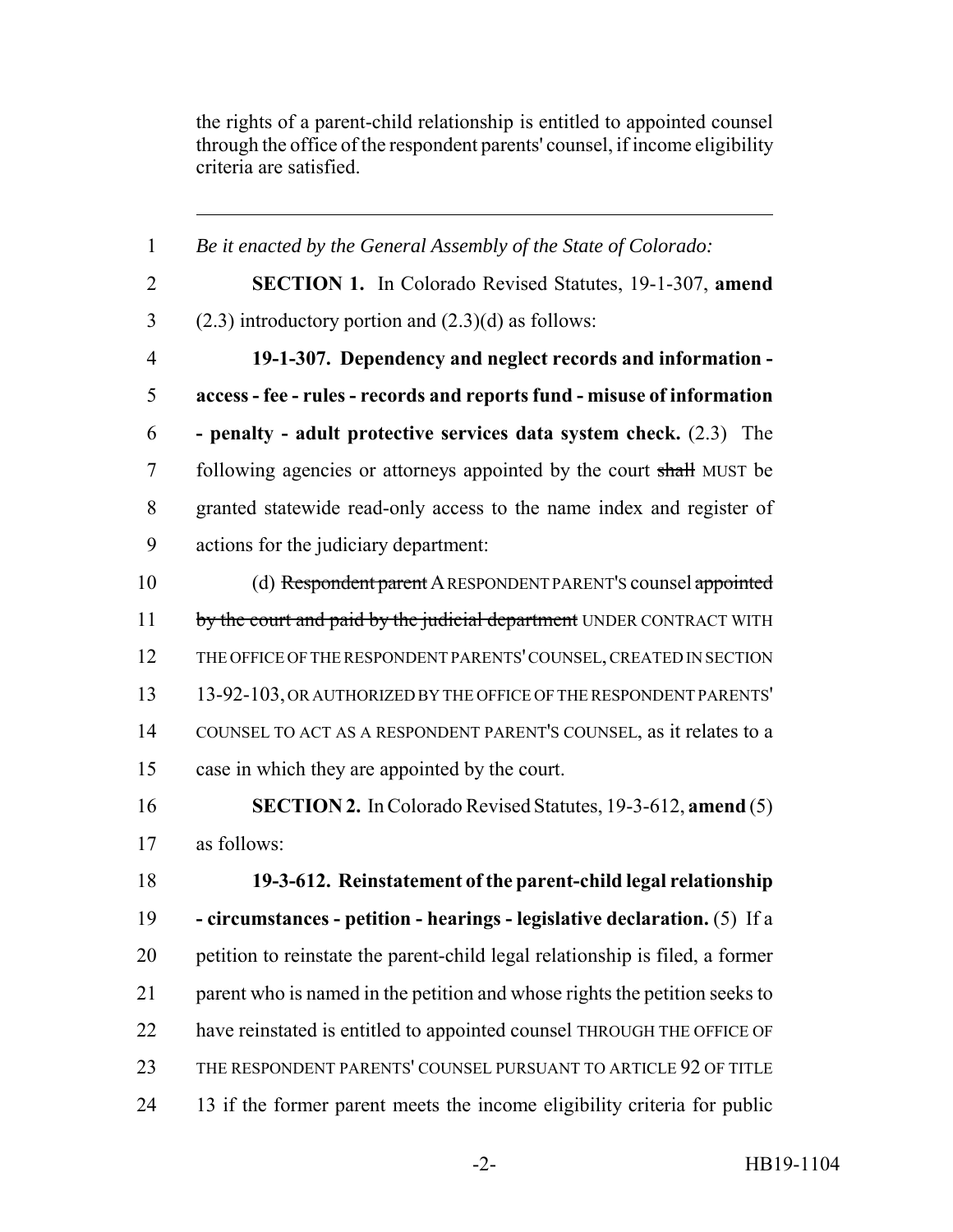the rights of a parent-child relationship is entitled to appointed counsel through the office of the respondent parents' counsel, if income eligibility criteria are satisfied.

---

1 *Be it enacted by the General Assembly of the State of Colorado:*

2 **SECTION 1.** In Colorado Revised Statutes, 19-1-307, **amend**
3 (2.3) introductory portion and (2.3)(d) as follows:

4 **19-1-307. Dependency and neglect records and information -**
5 **access - fee - rules - records and reports fund - misuse of information**
6 **- penalty - adult protective services data system check.** (2.3) The
7 following agencies or attorneys appointed by the court ~~shall~~ MUST be
8 granted statewide read-only access to the name index and register of
9 actions for the judiciary department:

10 (d) ~~Respondent parent~~ A RESPONDENT PARENT'S counsel ~~appointed~~
11 ~~by the court and paid by the judicial department~~ UNDER CONTRACT WITH
12 THE OFFICE OF THE RESPONDENT PARENTS' COUNSEL, CREATED IN SECTION
13 13-92-103, OR AUTHORIZED BY THE OFFICE OF THE RESPONDENT PARENTS'
14 COUNSEL TO ACT AS A RESPONDENT PARENT'S COUNSEL, as it relates to a
15 case in which they are appointed by the court.

16 **SECTION 2.** In Colorado Revised Statutes, 19-3-612, **amend** (5)
17 as follows:

18 **19-3-612. Reinstatement of the parent-child legal relationship**
19 **- circumstances - petition - hearings - legislative declaration.** (5) If a
20 petition to reinstate the parent-child legal relationship is filed, a former
21 parent who is named in the petition and whose rights the petition seeks to
22 have reinstated is entitled to appointed counsel THROUGH THE OFFICE OF
23 THE RESPONDENT PARENTS' COUNSEL PURSUANT TO ARTICLE 92 OF TITLE
24 13 if the former parent meets the income eligibility criteria for public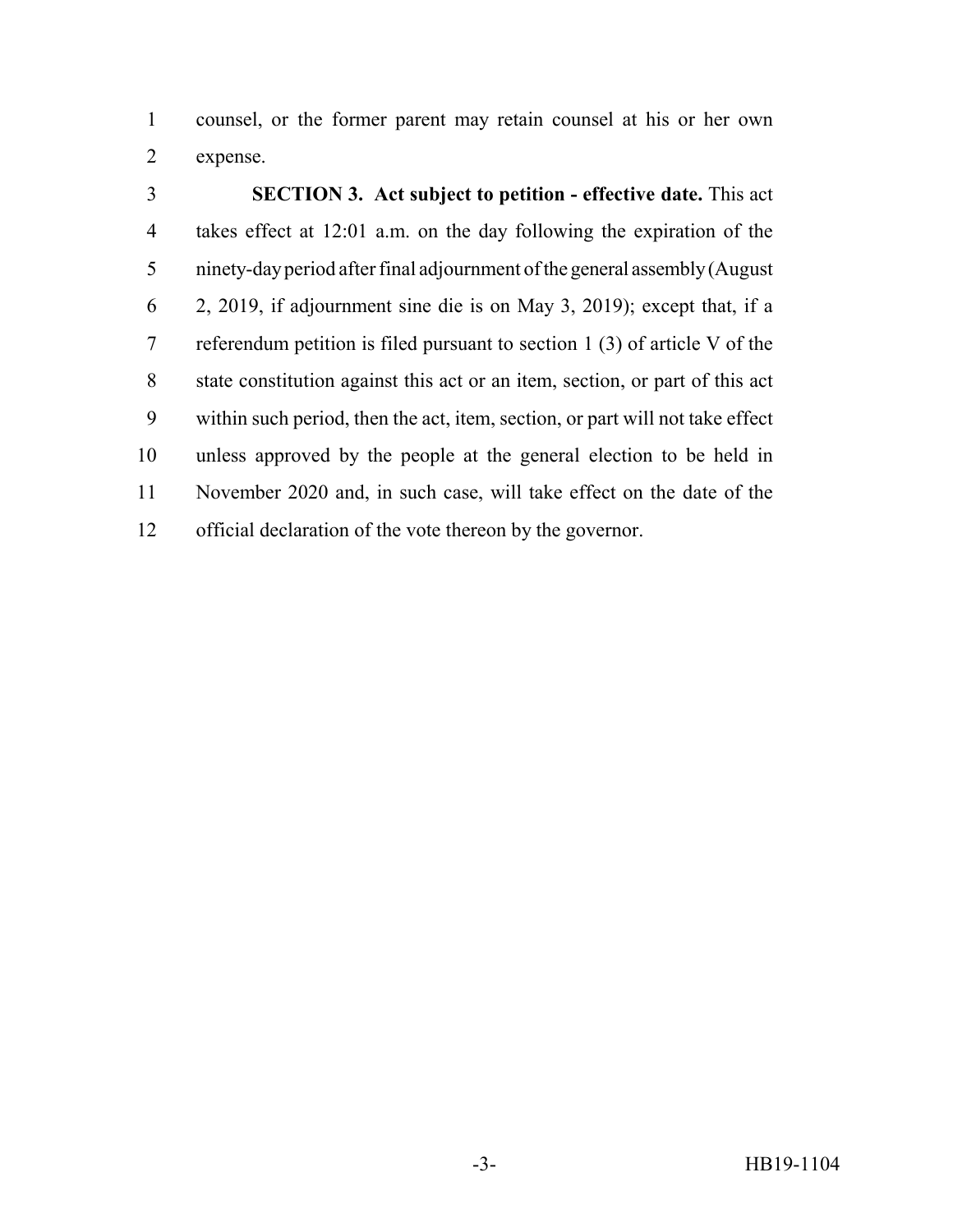counsel, or the former parent may retain counsel at his or her own expense.

**SECTION 3. Act subject to petition - effective date.** This act takes effect at 12:01 a.m. on the day following the expiration of the ninety-day period after final adjournment of the general assembly (August 2, 2019, if adjournment sine die is on May 3, 2019); except that, if a referendum petition is filed pursuant to section 1 (3) of article V of the state constitution against this act or an item, section, or part of this act within such period, then the act, item, section, or part will not take effect unless approved by the people at the general election to be held in November 2020 and, in such case, will take effect on the date of the official declaration of the vote thereon by the governor.